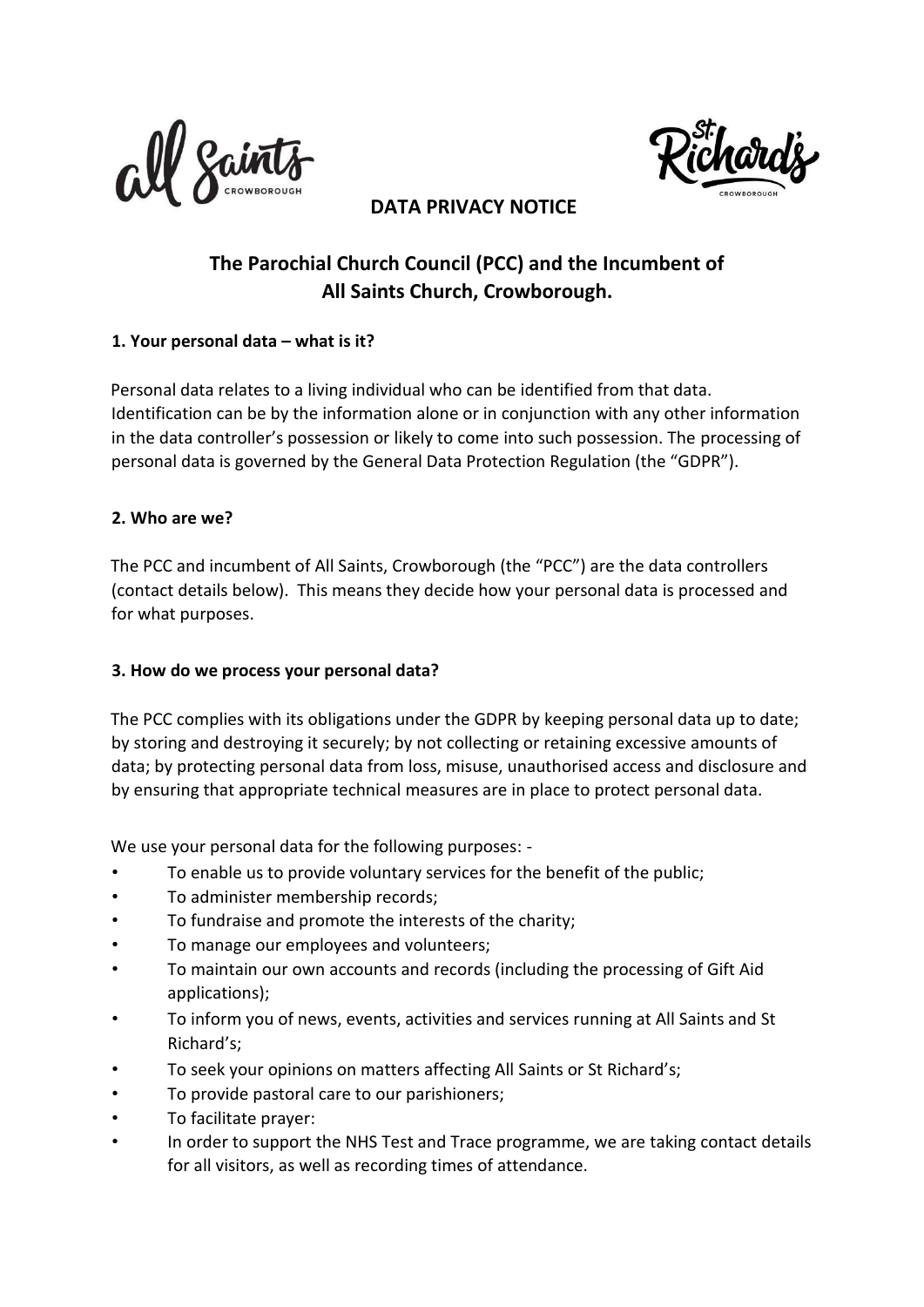# DATA PRIVACY NOTICE

## The Parochial Church Council (PCC) and the Incumbent of All Saints Church, Crowborough.

### 1. Your personal data – what is it?

Personal data relates to a living individual who can be identified from that data. Identification can be by the information alone or in conjunction with any other information in the data controller's possession or likely to come into such possession. The processing of personal data is governed by the General Data Protection Regulation (the "GDPR").

### 2. Who are we?

The PCC and incumbent of All Saints, Crowborough (the "PCC") are the data controllers (contact details below). This means they decide how your personal data is processed and for what purposes.

### 3. How do we process your personal data?

The PCC complies with its obligations under the GDPR by keeping personal data up to date; by storing and destroying it securely; by not collecting or retaining excessive amounts of data; by protecting personal data from loss, misuse, unauthorised access and disclosure and by ensuring that appropriate technical measures are in place to protect personal data.

We use your personal data for the following purposes: -

- To enable us to provide voluntary services for the benefit of the public;
- To administer membership records;
- To fundraise and promote the interests of the charity;
- To manage our employees and volunteers;
- To maintain our own accounts and records (including the processing of Gift Aid applications);
- To inform you of news, events, activities and services running at All Saints and St Richard's;
- To seek your opinions on matters affecting All Saints or St Richard's;
- To provide pastoral care to our parishioners;
- To facilitate prayer:
- In order to support the NHS Test and Trace programme, we are taking contact details for all visitors, as well as recording times of attendance.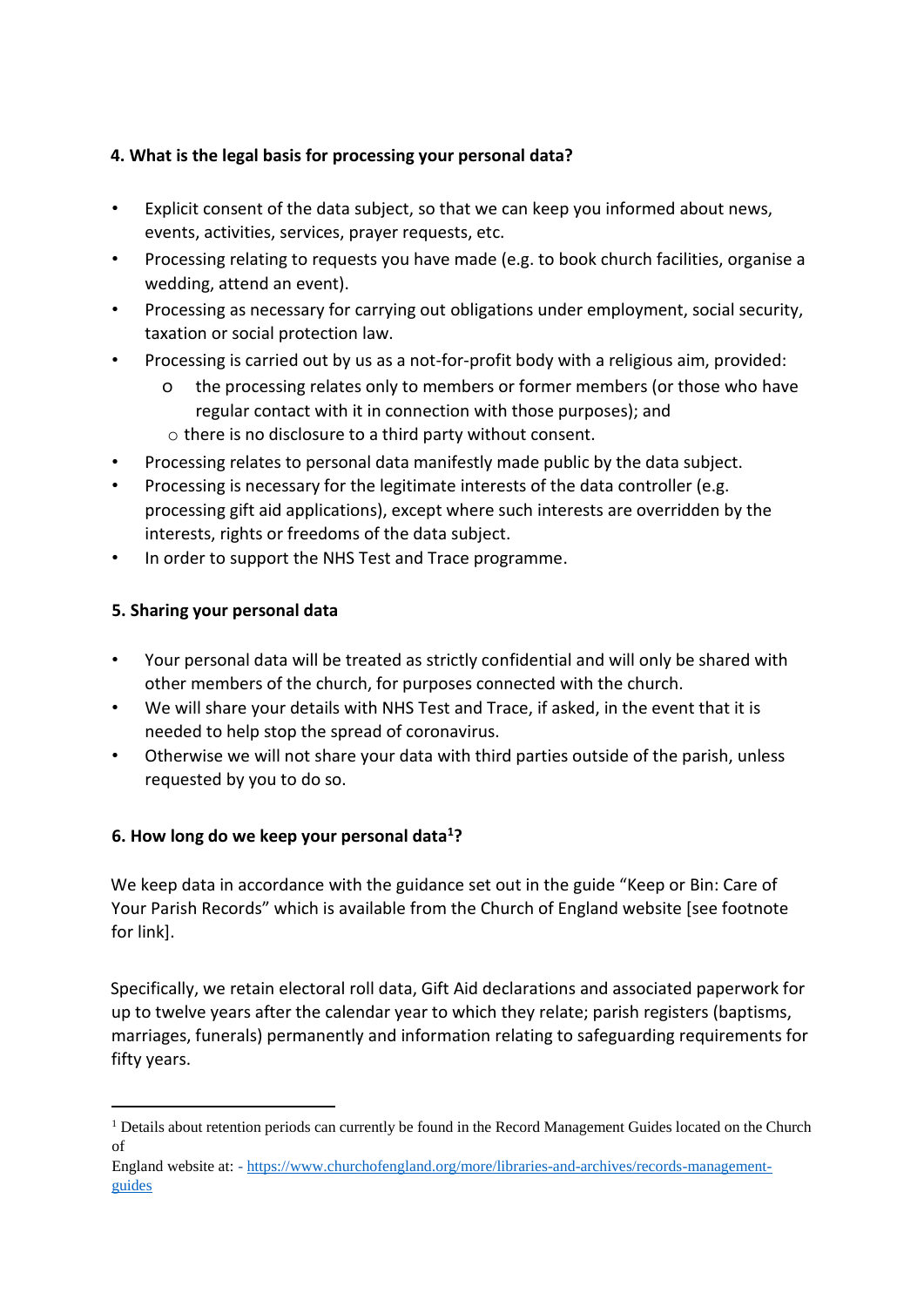#### 4. What is the legal basis for processing your personal data?

- Explicit consent of the data subject, so that we can keep you informed about news, events, activities, services, prayer requests, etc.
- Processing relating to requests you have made (e.g. to book church facilities, organise a wedding, attend an event).
- Processing as necessary for carrying out obligations under employment, social security, taxation or social protection law.
- Processing is carried out by us as a not-for-profit body with a religious aim, provided:
  - the processing relates only to members or former members (or those who have regular contact with it in connection with those purposes); and
  - there is no disclosure to a third party without consent.
- Processing relates to personal data manifestly made public by the data subject.
- Processing is necessary for the legitimate interests of the data controller (e.g. processing gift aid applications), except where such interests are overridden by the interests, rights or freedoms of the data subject.
- In order to support the NHS Test and Trace programme.

#### 5. Sharing your personal data

- Your personal data will be treated as strictly confidential and will only be shared with other members of the church, for purposes connected with the church.
- We will share your details with NHS Test and Trace, if asked, in the event that it is needed to help stop the spread of coronavirus.
- Otherwise we will not share your data with third parties outside of the parish, unless requested by you to do so.

#### 6. How long do we keep your personal data[1]?

We keep data in accordance with the guidance set out in the guide "Keep or Bin: Care of Your Parish Records" which is available from the Church of England website [see footnote for link].

Specifically, we retain electoral roll data, Gift Aid declarations and associated paperwork for up to twelve years after the calendar year to which they relate; parish registers (baptisms, marriages, funerals) permanently and information relating to safeguarding requirements for fifty years.

---

[1] Details about retention periods can currently be found in the Record Management Guides located on the Church of England website at: - https://www.churchofengland.org/more/libraries-and-archives/records-management-guides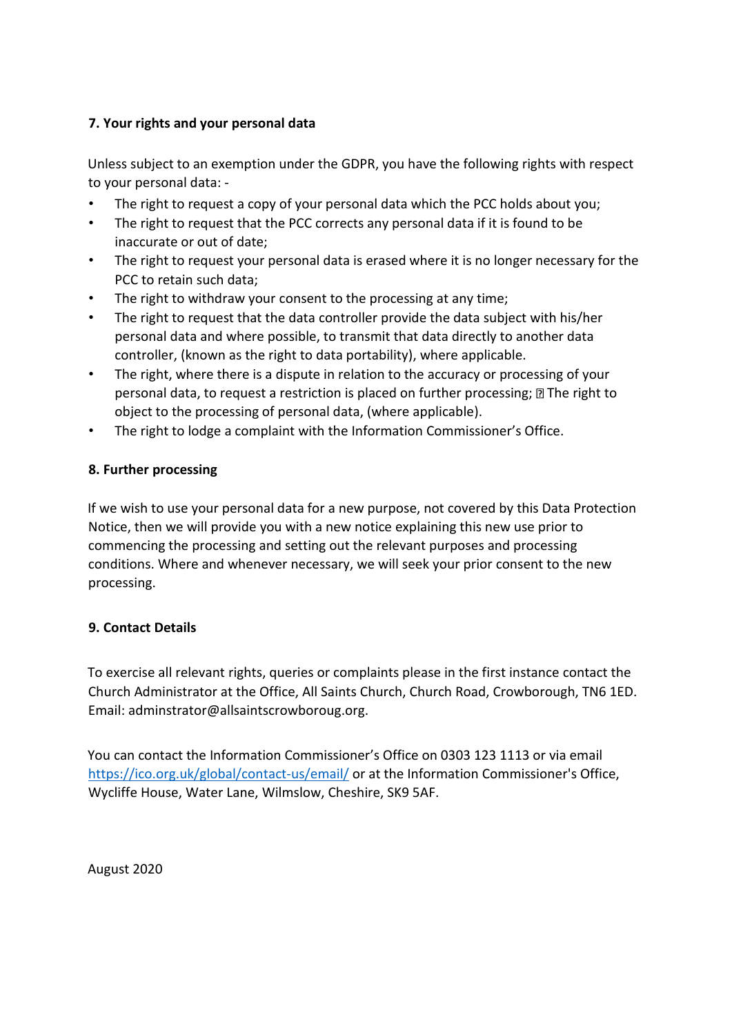**7. Your rights and your personal data**

Unless subject to an exemption under the GDPR, you have the following rights with respect to your personal data: -

- The right to request a copy of your personal data which the PCC holds about you;
- The right to request that the PCC corrects any personal data if it is found to be inaccurate or out of date;
- The right to request your personal data is erased where it is no longer necessary for the PCC to retain such data;
- The right to withdraw your consent to the processing at any time;
- The right to request that the data controller provide the data subject with his/her personal data and where possible, to transmit that data directly to another data controller, (known as the right to data portability), where applicable.
- The right, where there is a dispute in relation to the accuracy or processing of your personal data, to request a restriction is placed on further processing;  The right to object to the processing of personal data, (where applicable).
- The right to lodge a complaint with the Information Commissioner's Office.

**8. Further processing**

If we wish to use your personal data for a new purpose, not covered by this Data Protection Notice, then we will provide you with a new notice explaining this new use prior to commencing the processing and setting out the relevant purposes and processing conditions. Where and whenever necessary, we will seek your prior consent to the new processing.

**9. Contact Details**

To exercise all relevant rights, queries or complaints please in the first instance contact the Church Administrator at the Office, All Saints Church, Church Road, Crowborough, TN6 1ED. Email: adminstrator@allsaintscrowboroug.org.

You can contact the Information Commissioner's Office on 0303 123 1113 or via email https://ico.org.uk/global/contact-us/email/ or at the Information Commissioner's Office, Wycliffe House, Water Lane, Wilmslow, Cheshire, SK9 5AF.

August 2020